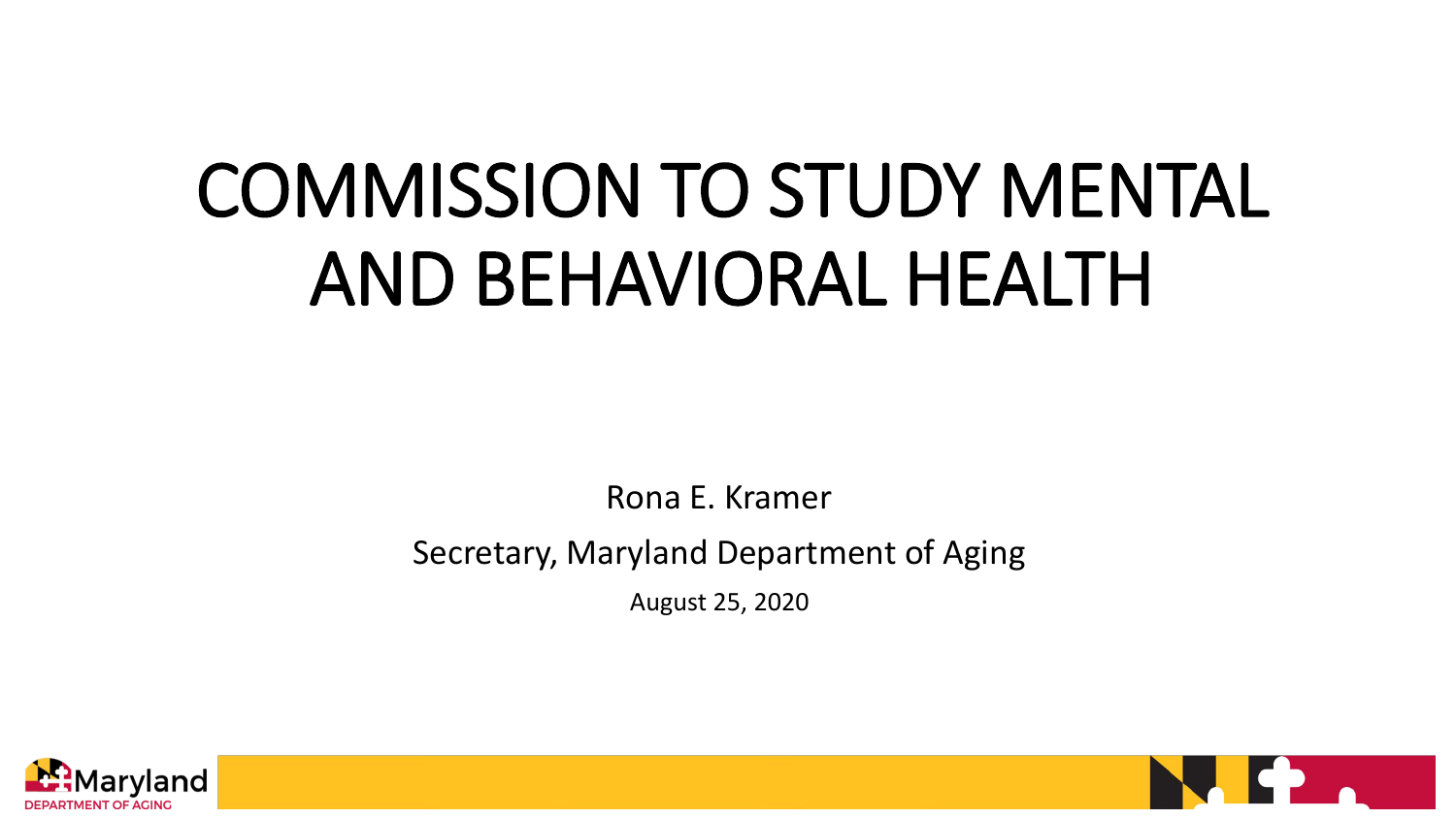# COMMISSION TO STUDY MENTAL AND BEHAVIORAL HEALTH

Rona E. Kramer

Secretary, Maryland Department of Aging

August 25, 2020

Maryland DEPARTMENT OF AGING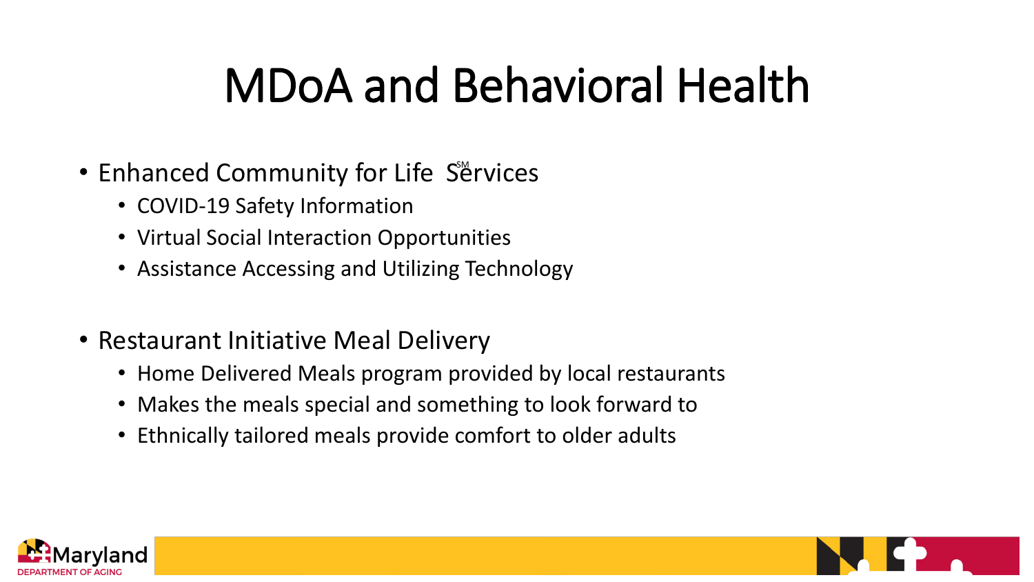# MDoA and Behavioral Health

- Enhanced Community for Life[SM] Services
  - COVID-19 Safety Information
  - Virtual Social Interaction Opportunities
  - Assistance Accessing and Utilizing Technology

- Restaurant Initiative Meal Delivery
  - Home Delivered Meals program provided by local restaurants
  - Makes the meals special and something to look forward to
  - Ethnically tailored meals provide comfort to older adults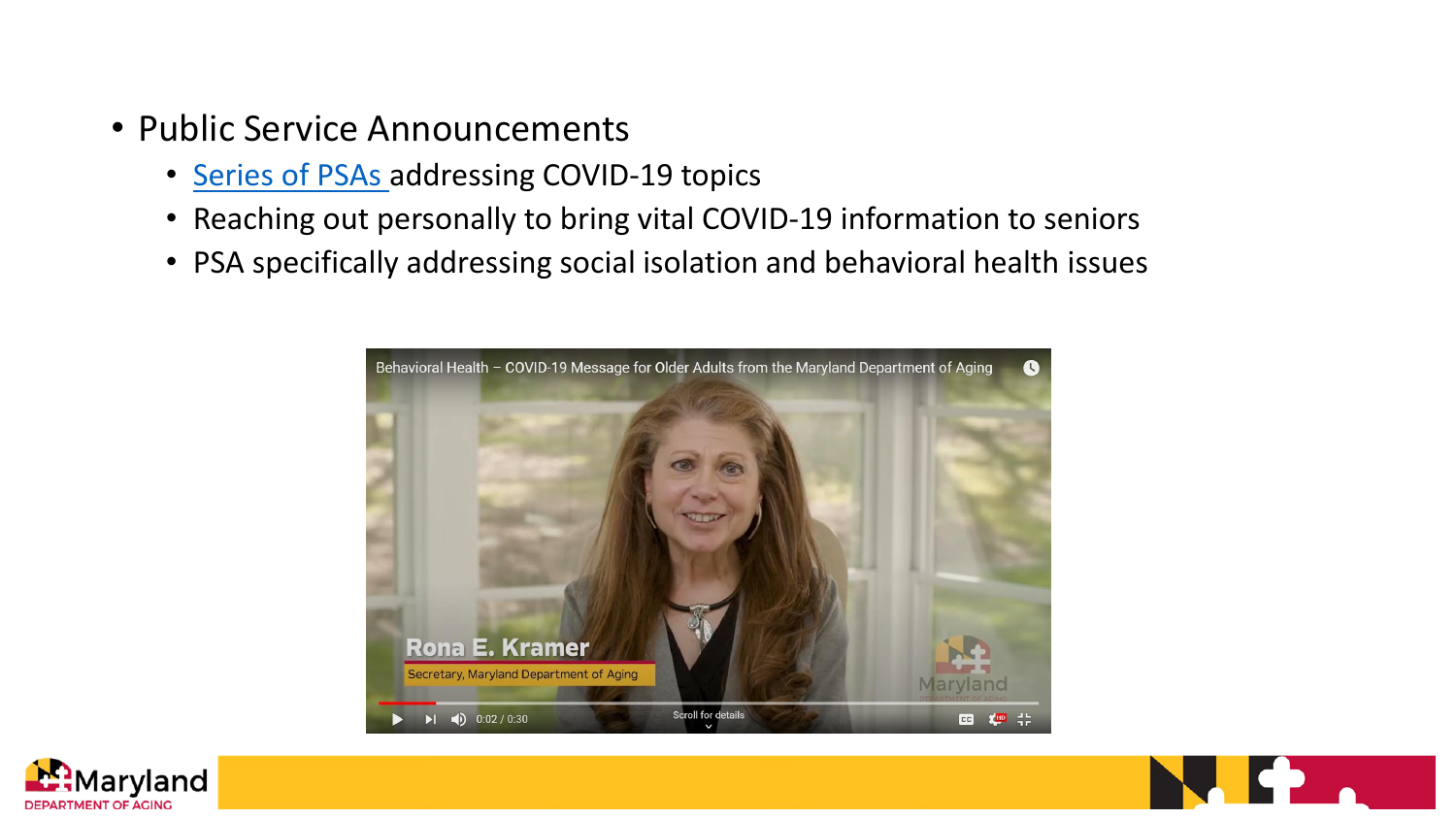- Public Service Announcements
  - Series of PSAs addressing COVID-19 topics
  - Reaching out personally to bring vital COVID-19 information to seniors
  - PSA specifically addressing social isolation and behavioral health issues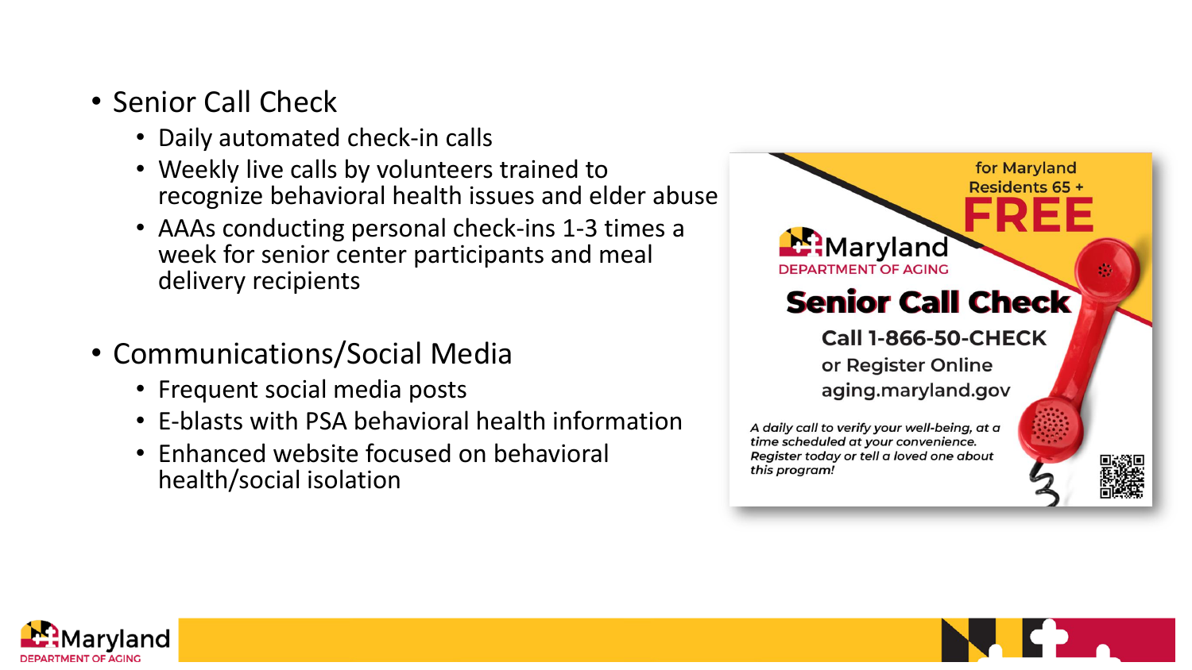- Senior Call Check
  - Daily automated check-in calls
  - Weekly live calls by volunteers trained to recognize behavioral health issues and elder abuse
  - AAAs conducting personal check-ins 1-3 times a week for senior center participants and meal delivery recipients

- Communications/Social Media
  - Frequent social media posts
  - E-blasts with PSA behavioral health information
  - Enhanced website focused on behavioral health/social isolation

for Maryland Residents 65 +

**FREE**

Maryland DEPARTMENT OF AGING

**Senior Call Check**

**Call 1-866-50-CHECK**

or Register Online

aging.maryland.gov

*A daily call to verify your well-being, at a time scheduled at your convenience. Register today or tell a loved one about this program!*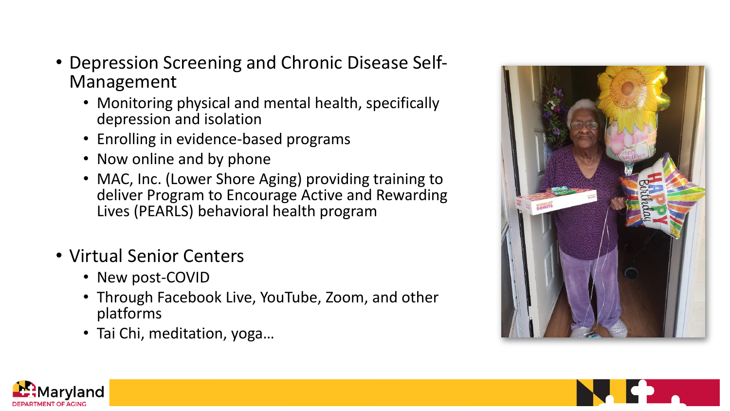- Depression Screening and Chronic Disease Self-Management
  - Monitoring physical and mental health, specifically depression and isolation
  - Enrolling in evidence-based programs
  - Now online and by phone
  - MAC, Inc. (Lower Shore Aging) providing training to deliver Program to Encourage Active and Rewarding Lives (PEARLS) behavioral health program

- Virtual Senior Centers
  - New post-COVID
  - Through Facebook Live, YouTube, Zoom, and other platforms
  - Tai Chi, meditation, yoga…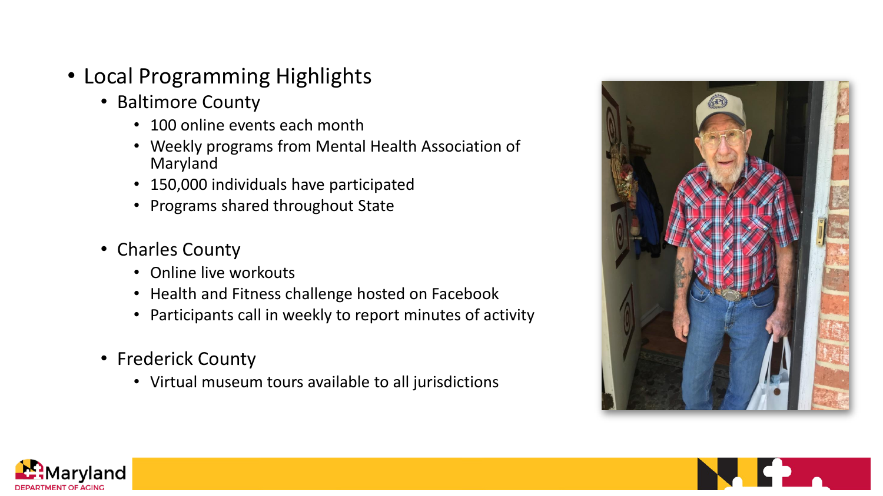- Local Programming Highlights
  - Baltimore County
    - 100 online events each month
    - Weekly programs from Mental Health Association of Maryland
    - 150,000 individuals have participated
    - Programs shared throughout State
  - Charles County
    - Online live workouts
    - Health and Fitness challenge hosted on Facebook
    - Participants call in weekly to report minutes of activity
  - Frederick County
    - Virtual museum tours available to all jurisdictions